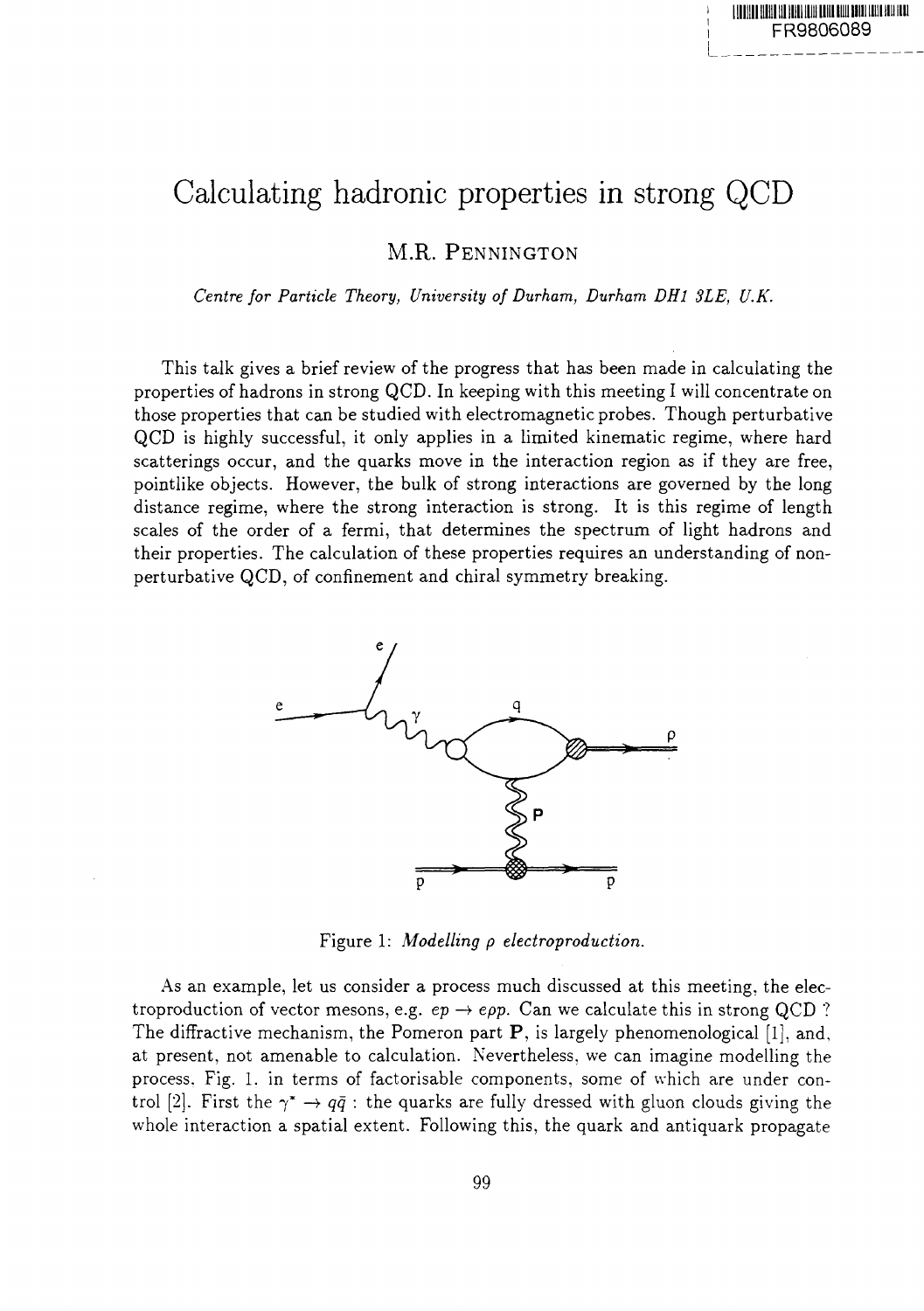# Calculating hadronic properties in strong QCD

M.R. PENNINGTON

*Centre for Particle Theory, University of Durham, Durham DH1 3LE, U.K.*

This talk gives a brief review of the progress that has been made in calculating the properties of hadrons in strong QCD. In keeping with this meeting I will concentrate on those properties that can be studied with electromagnetic probes. Though perturbative QCD is highly successful, it only applies in a limited kinematic regime, where hard scatterings occur, and the quarks move in the interaction region as if they are free, pointlike objects. However, the bulk of strong interactions are governed by the long distance regime, where the strong interaction is strong. It is this regime of length scales of the order of a fermi, that determines the spectrum of light hadrons and their properties. The calculation of these properties requires an understanding of non-perturbative QCD, of confinement and chiral symmetry breaking.

Figure 1: *Modelling $\rho$ electroproduction.*

As an example, let us consider a process much discussed at this meeting, the electroproduction of vector mesons, e.g. $ep \to e\rho p$. Can we calculate this in strong QCD ? The diffractive mechanism, the Pomeron part **P**, is largely phenomenological [1], and, at present, not amenable to calculation. Nevertheless, we can imagine modelling the process, Fig. 1. in terms of factorisable components, some of which are under control [2]. First the $\gamma^* \to q\bar{q}$ : the quarks are fully dressed with gluon clouds giving the whole interaction a spatial extent. Following this, the quark and antiquark propagate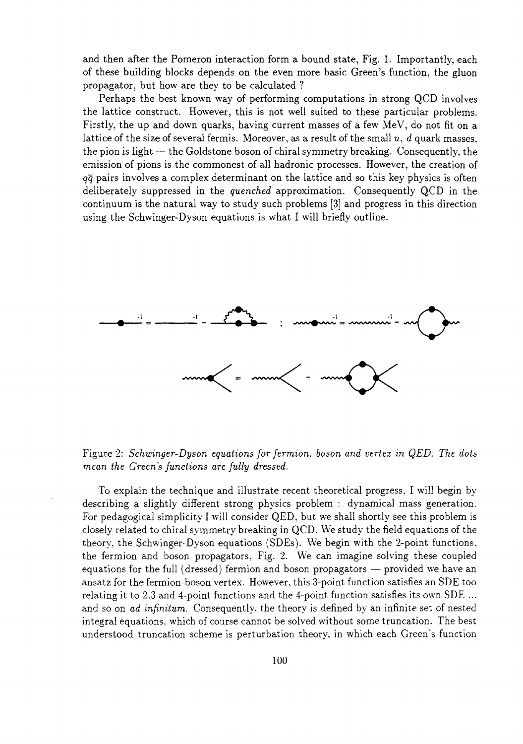and then after the Pomeron interaction form a bound state, Fig. 1. Importantly, each of these building blocks depends on the even more basic Green's function, the gluon propagator, but how are they to be calculated ?

Perhaps the best known way of performing computations in strong QCD involves the lattice construct. However, this is not well suited to these particular problems. Firstly, the up and down quarks, having current masses of a few MeV, do not fit on a lattice of the size of several fermis. Moreover, as a result of the small $u$, $d$ quark masses, the pion is light — the Goldstone boson of chiral symmetry breaking. Consequently, the emission of pions is the commonest of all hadronic processes. However, the creation of $q\bar{q}$ pairs involves a complex determinant on the lattice and so this key physics is often deliberately suppressed in the *quenched* approximation. Consequently QCD in the continuum is the natural way to study such problems [3] and progress in this direction using the Schwinger-Dyson equations is what I will briefly outline.

Figure 2: *Schwinger-Dyson equations for fermion, boson and vertex in QED. The dots mean the Green's functions are fully dressed.*

To explain the technique and illustrate recent theoretical progress, I will begin by describing a slightly different strong physics problem : dynamical mass generation. For pedagogical simplicity I will consider QED, but we shall shortly see this problem is closely related to chiral symmetry breaking in QCD. We study the field equations of the theory, the Schwinger-Dyson equations (SDEs). We begin with the 2-point functions, the fermion and boson propagators, Fig. 2. We can imagine solving these coupled equations for the full (dressed) fermion and boson propagators — provided we have an ansatz for the fermion-boson vertex. However, this 3-point function satisfies an SDE too relating it to 2,3 and 4-point functions and the 4-point function satisfies its own SDE ... and so on *ad infinitum*. Consequently, the theory is defined by an infinite set of nested integral equations, which of course cannot be solved without some truncation. The best understood truncation scheme is perturbation theory, in which each Green's function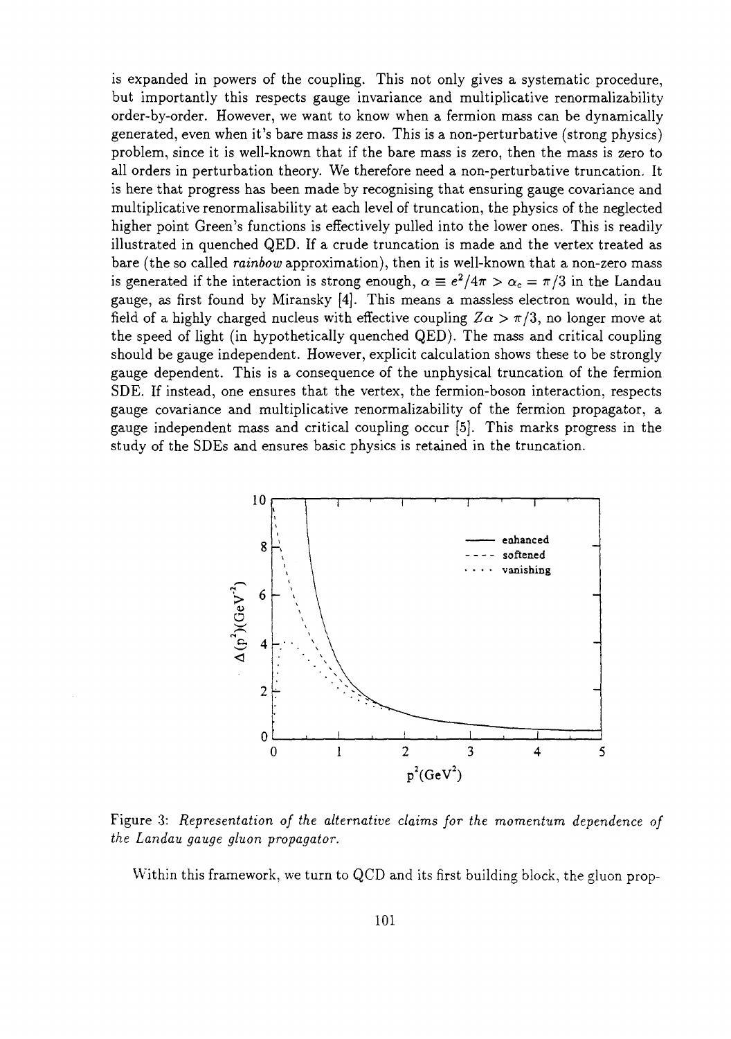is expanded in powers of the coupling. This not only gives a systematic procedure, but importantly this respects gauge invariance and multiplicative renormalizability order-by-order. However, we want to know when a fermion mass can be dynamically generated, even when it's bare mass is zero. This is a non-perturbative (strong physics) problem, since it is well-known that if the bare mass is zero, then the mass is zero to all orders in perturbation theory. We therefore need a non-perturbative truncation. It is here that progress has been made by recognising that ensuring gauge covariance and multiplicative renormalisability at each level of truncation, the physics of the neglected higher point Green's functions is effectively pulled into the lower ones. This is readily illustrated in quenched QED. If a crude truncation is made and the vertex treated as bare (the so called *rainbow* approximation), then it is well-known that a non-zero mass is generated if the interaction is strong enough, $\alpha \equiv e^2/4\pi > \alpha_c = \pi/3$ in the Landau gauge, as first found by Miransky [4]. This means a massless electron would, in the field of a highly charged nucleus with effective coupling $Z\alpha > \pi/3$, no longer move at the speed of light (in hypothetically quenched QED). The mass and critical coupling should be gauge independent. However, explicit calculation shows these to be strongly gauge dependent. This is a consequence of the unphysical truncation of the fermion SDE. If instead, one ensures that the vertex, the fermion-boson interaction, respects gauge covariance and multiplicative renormalizability of the fermion propagator, a gauge independent mass and critical coupling occur [5]. This marks progress in the study of the SDEs and ensures basic physics is retained in the truncation.

Figure 3: *Representation of the alternative claims for the momentum dependence of the Landau gauge gluon propagator.*

Within this framework, we turn to QCD and its first building block, the gluon prop-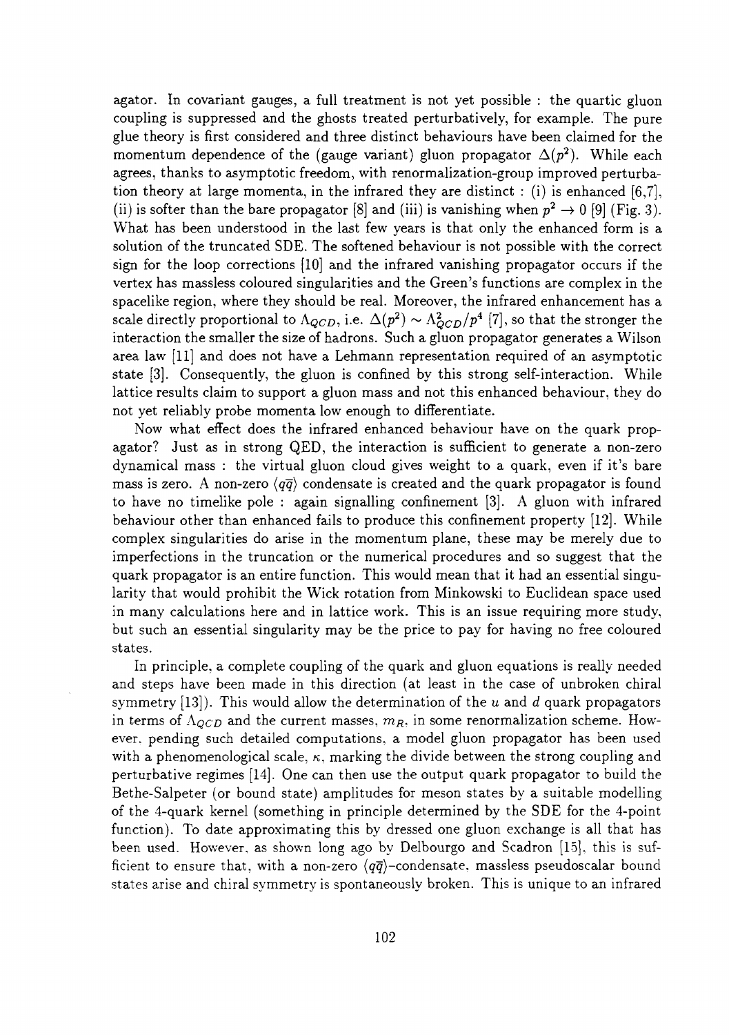agator. In covariant gauges, a full treatment is not yet possible : the quartic gluon coupling is suppressed and the ghosts treated perturbatively, for example. The pure glue theory is first considered and three distinct behaviours have been claimed for the momentum dependence of the (gauge variant) gluon propagator $\Delta(p^2)$. While each agrees, thanks to asymptotic freedom, with renormalization-group improved perturbation theory at large momenta, in the infrared they are distinct : (i) is enhanced [6,7], (ii) is softer than the bare propagator [8] and (iii) is vanishing when $p^2 \to 0$ [9] (Fig. 3). What has been understood in the last few years is that only the enhanced form is a solution of the truncated SDE. The softened behaviour is not possible with the correct sign for the loop corrections [10] and the infrared vanishing propagator occurs if the vertex has massless coloured singularities and the Green's functions are complex in the spacelike region, where they should be real. Moreover, the infrared enhancement has a scale directly proportional to $\Lambda_{QCD}$, i.e. $\Delta(p^2) \sim \Lambda_{QCD}^2/p^4$ [7], so that the stronger the interaction the smaller the size of hadrons. Such a gluon propagator generates a Wilson area law [11] and does not have a Lehmann representation required of an asymptotic state [3]. Consequently, the gluon is confined by this strong self-interaction. While lattice results claim to support a gluon mass and not this enhanced behaviour, they do not yet reliably probe momenta low enough to differentiate.

Now what effect does the infrared enhanced behaviour have on the quark propagator? Just as in strong QED, the interaction is sufficient to generate a non-zero dynamical mass : the virtual gluon cloud gives weight to a quark, even if it's bare mass is zero. A non-zero $\langle q\overline{q}\rangle$ condensate is created and the quark propagator is found to have no timelike pole : again signalling confinement [3]. A gluon with infrared behaviour other than enhanced fails to produce this confinement property [12]. While complex singularities do arise in the momentum plane, these may be merely due to imperfections in the truncation or the numerical procedures and so suggest that the quark propagator is an entire function. This would mean that it had an essential singularity that would prohibit the Wick rotation from Minkowski to Euclidean space used in many calculations here and in lattice work. This is an issue requiring more study, but such an essential singularity may be the price to pay for having no free coloured states.

In principle, a complete coupling of the quark and gluon equations is really needed and steps have been made in this direction (at least in the case of unbroken chiral symmetry [13]). This would allow the determination of the $u$ and $d$ quark propagators in terms of $\Lambda_{QCD}$ and the current masses, $m_R$, in some renormalization scheme. However, pending such detailed computations, a model gluon propagator has been used with a phenomenological scale, $\kappa$, marking the divide between the strong coupling and perturbative regimes [14]. One can then use the output quark propagator to build the Bethe-Salpeter (or bound state) amplitudes for meson states by a suitable modelling of the 4-quark kernel (something in principle determined by the SDE for the 4-point function). To date approximating this by dressed one gluon exchange is all that has been used. However, as shown long ago by Delbourgo and Scadron [15], this is sufficient to ensure that, with a non-zero $\langle q\overline{q}\rangle$–condensate, massless pseudoscalar bound states arise and chiral symmetry is spontaneously broken. This is unique to an infrared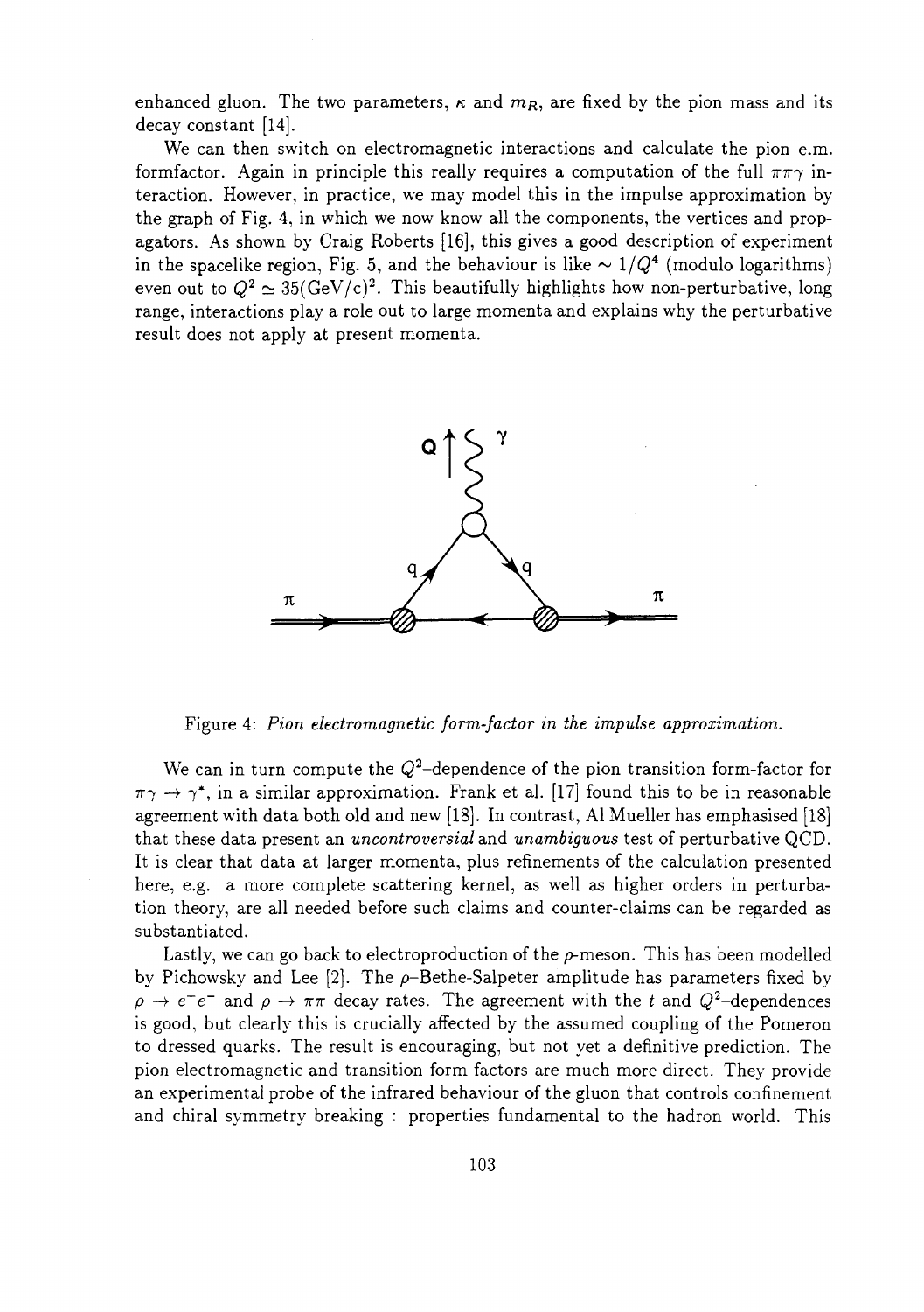enhanced gluon. The two parameters, $\kappa$ and $m_R$, are fixed by the pion mass and its decay constant [14].

We can then switch on electromagnetic interactions and calculate the pion e.m. formfactor. Again in principle this really requires a computation of the full $\pi\pi\gamma$ interaction. However, in practice, we may model this in the impulse approximation by the graph of Fig. 4, in which we now know all the components, the vertices and propagators. As shown by Craig Roberts [16], this gives a good description of experiment in the spacelike region, Fig. 5, and the behaviour is like $\sim 1/Q^4$ (modulo logarithms) even out to $Q^2 \simeq 35(\mathrm{GeV/c})^2$. This beautifully highlights how non-perturbative, long range, interactions play a role out to large momenta and explains why the perturbative result does not apply at present momenta.

Figure 4: *Pion electromagnetic form-factor in the impulse approximation.*

We can in turn compute the $Q^2$–dependence of the pion transition form-factor for $\pi\gamma \to \gamma^*$, in a similar approximation. Frank et al. [17] found this to be in reasonable agreement with data both old and new [18]. In contrast, Al Mueller has emphasised [18] that these data present an *uncontroversial* and *unambiguous* test of perturbative QCD. It is clear that data at larger momenta, plus refinements of the calculation presented here, e.g. a more complete scattering kernel, as well as higher orders in perturbation theory, are all needed before such claims and counter-claims can be regarded as substantiated.

Lastly, we can go back to electroproduction of the $\rho$-meson. This has been modelled by Pichowsky and Lee [2]. The $\rho$–Bethe-Salpeter amplitude has parameters fixed by $\rho \to e^+e^-$ and $\rho \to \pi\pi$ decay rates. The agreement with the $t$ and $Q^2$–dependences is good, but clearly this is crucially affected by the assumed coupling of the Pomeron to dressed quarks. The result is encouraging, but not yet a definitive prediction. The pion electromagnetic and transition form-factors are much more direct. They provide an experimental probe of the infrared behaviour of the gluon that controls confinement and chiral symmetry breaking : properties fundamental to the hadron world. This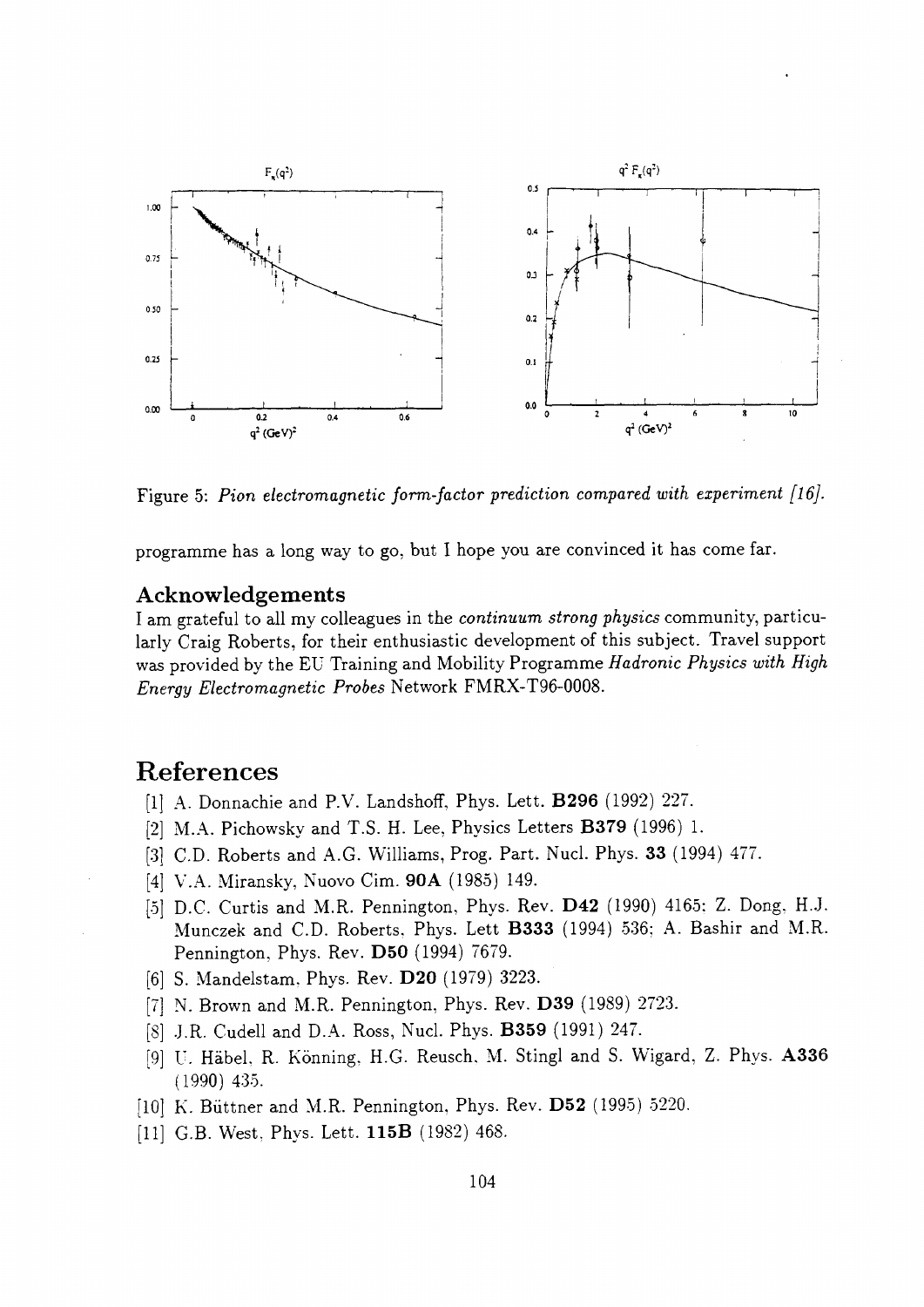Figure 5: *Pion electromagnetic form-factor prediction compared with experiment [16].*

programme has a long way to go, but I hope you are convinced it has come far.

## Acknowledgements

I am grateful to all my colleagues in the *continuum strong physics* community, particularly Craig Roberts, for their enthusiastic development of this subject. Travel support was provided by the EU Training and Mobility Programme *Hadronic Physics with High Energy Electromagnetic Probes* Network FMRX-T96-0008.

# References

[1] A. Donnachie and P.V. Landshoff, Phys. Lett. **B296** (1992) 227.

[2] M.A. Pichowsky and T.S. H. Lee, Physics Letters **B379** (1996) 1.

[3] C.D. Roberts and A.G. Williams, Prog. Part. Nucl. Phys. **33** (1994) 477.

[4] V.A. Miransky, Nuovo Cim. **90A** (1985) 149.

[5] D.C. Curtis and M.R. Pennington, Phys. Rev. **D42** (1990) 4165; Z. Dong, H.J. Munczek and C.D. Roberts, Phys. Lett **B333** (1994) 536; A. Bashir and M.R. Pennington, Phys. Rev. **D50** (1994) 7679.

[6] S. Mandelstam, Phys. Rev. **D20** (1979) 3223.

[7] N. Brown and M.R. Pennington, Phys. Rev. **D39** (1989) 2723.

[8] J.R. Cudell and D.A. Ross, Nucl. Phys. **B359** (1991) 247.

[9] U. Häbel, R. Könning, H.G. Reusch, M. Stingl and S. Wigard, Z. Phys. **A336** (1990) 435.

[10] K. Büttner and M.R. Pennington, Phys. Rev. **D52** (1995) 5220.

[11] G.B. West, Phys. Lett. **115B** (1982) 468.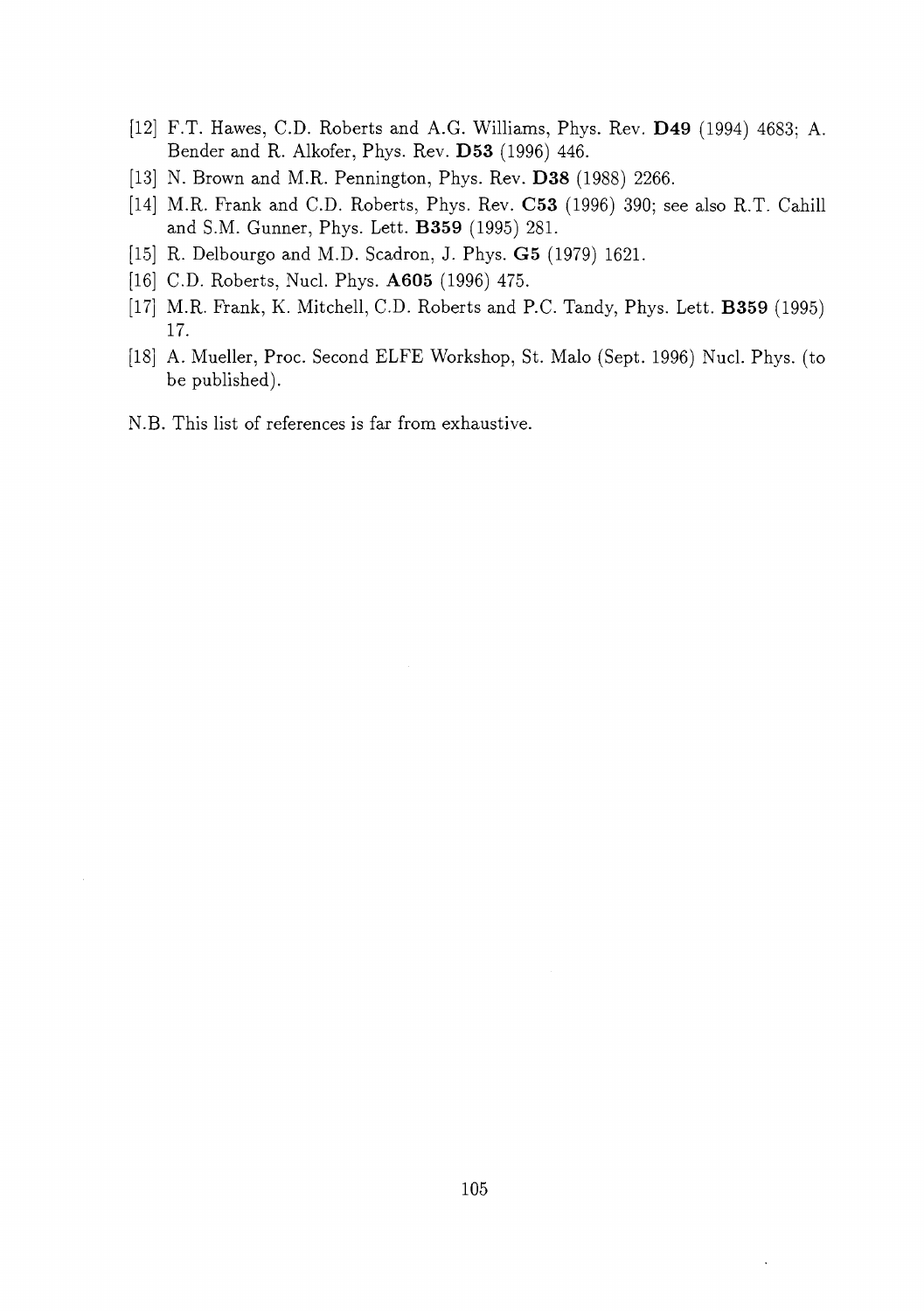[12] F.T. Hawes, C.D. Roberts and A.G. Williams, Phys. Rev. **D49** (1994) 4683; A. Bender and R. Alkofer, Phys. Rev. **D53** (1996) 446.

[13] N. Brown and M.R. Pennington, Phys. Rev. **D38** (1988) 2266.

[14] M.R. Frank and C.D. Roberts, Phys. Rev. **C53** (1996) 390; see also R.T. Cahill and S.M. Gunner, Phys. Lett. **B359** (1995) 281.

[15] R. Delbourgo and M.D. Scadron, J. Phys. **G5** (1979) 1621.

[16] C.D. Roberts, Nucl. Phys. **A605** (1996) 475.

[17] M.R. Frank, K. Mitchell, C.D. Roberts and P.C. Tandy, Phys. Lett. **B359** (1995) 17.

[18] A. Mueller, Proc. Second ELFE Workshop, St. Malo (Sept. 1996) Nucl. Phys. (to be published).

N.B. This list of references is far from exhaustive.